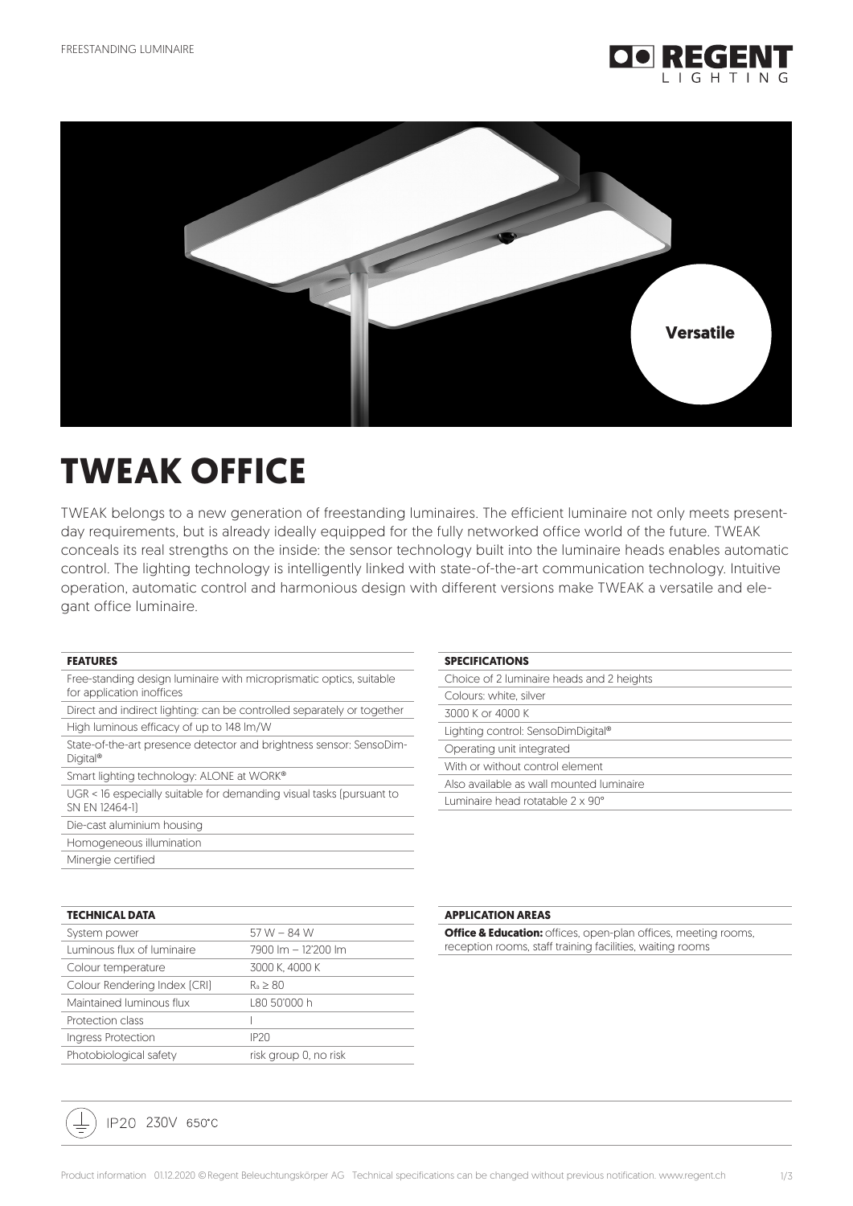FREESTANDING LUMINAIRE

Versatile

# TWEAK OFFICE

TWEAK belongs to a new generation of freestanding luminaires. The efficient luminaire not only meets present-day requirements, but is already ideally equipped for the fully networked office world of the future. TWEAK conceals its real strengths on the inside: the sensor technology built into the luminaire heads enables automatic control. The lighting technology is intelligently linked with state-of-the-art communication technology. Intuitive operation, automatic control and harmonious design with different versions make TWEAK a versatile and elegant office luminaire.

| FEATURES |
|---|
| Free-standing design luminaire with microprismatic optics, suitable for application inoffices |
| Direct and indirect lighting: can be controlled separately or together |
| High luminous efficacy of up to 148 lm/W |
| State-of-the-art presence detector and brightness sensor: SensoDim-Digital® |
| Smart lighting technology: ALONE at WORK® |
| UGR < 16 especially suitable for demanding visual tasks (pursuant to SN EN 12464-1) |
| Die-cast aluminium housing |
| Homogeneous illumination |
| Minergie certified |

| SPECIFICATIONS |
|---|
| Choice of 2 luminaire heads and 2 heights |
| Colours: white, silver |
| 3000 K or 4000 K |
| Lighting control: SensoDimDigital® |
| Operating unit integrated |
| With or without control element |
| Also available as wall mounted luminaire |
| Luminaire head rotatable 2 x 90° |

| TECHNICAL DATA | |
|---|---|
| System power | 57 W – 84 W |
| Luminous flux of luminaire | 7900 lm – 12'200 lm |
| Colour temperature | 3000 K, 4000 K |
| Colour Rendering Index (CRI) | $R_a \geq 80$ |
| Maintained luminous flux | L80 50'000 h |
| Protection class | I |
| Ingress Protection | IP20 |
| Photobiological safety | risk group 0, no risk |

| APPLICATION AREAS |
|---|
| **Office & Education:** offices, open-plan offices, meeting rooms, reception rooms, staff training facilities, waiting rooms |

IP20 230V 650°C

Product information 01.12.2020 © Regent Beleuchtungskörper AG Technical specifications can be changed without previous notification. www.regent.ch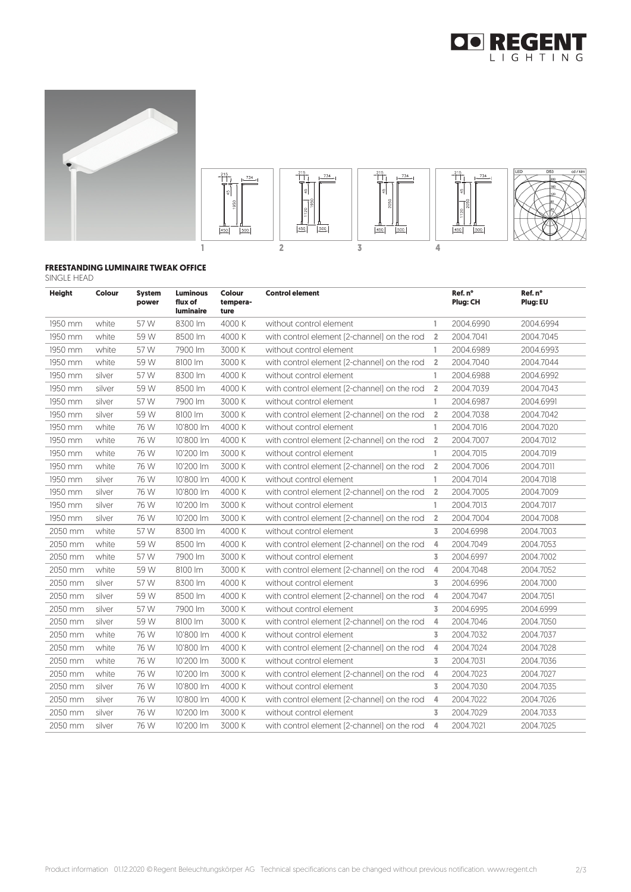**FREESTANDING LUMINAIRE TWEAK OFFICE**

SINGLE HEAD

| Height | Colour | System power | Luminous flux of luminaire | Colour tempera-ture | Control element | | Ref. n° Plug: CH | Ref. n° Plug: EU |
|---|---|---|---|---|---|---|---|---|
| 1950 mm | white | 57 W | 8300 lm | 4000 K | without control element | 1 | 2004.6990 | 2004.6994 |
| 1950 mm | white | 59 W | 8500 lm | 4000 K | with control element (2-channel) on the rod | 2 | 2004.7041 | 2004.7045 |
| 1950 mm | white | 57 W | 7900 lm | 3000 K | without control element | 1 | 2004.6989 | 2004.6993 |
| 1950 mm | white | 59 W | 8100 lm | 3000 K | with control element (2-channel) on the rod | 2 | 2004.7040 | 2004.7044 |
| 1950 mm | silver | 57 W | 8300 lm | 4000 K | without control element | 1 | 2004.6988 | 2004.6992 |
| 1950 mm | silver | 59 W | 8500 lm | 4000 K | with control element (2-channel) on the rod | 2 | 2004.7039 | 2004.7043 |
| 1950 mm | silver | 57 W | 7900 lm | 3000 K | without control element | 1 | 2004.6987 | 2004.6991 |
| 1950 mm | silver | 59 W | 8100 lm | 3000 K | with control element (2-channel) on the rod | 2 | 2004.7038 | 2004.7042 |
| 1950 mm | white | 76 W | 10'800 lm | 4000 K | without control element | 1 | 2004.7016 | 2004.7020 |
| 1950 mm | white | 76 W | 10'800 lm | 4000 K | with control element (2-channel) on the rod | 2 | 2004.7007 | 2004.7012 |
| 1950 mm | white | 76 W | 10'200 lm | 3000 K | without control element | 1 | 2004.7015 | 2004.7019 |
| 1950 mm | white | 76 W | 10'200 lm | 3000 K | with control element (2-channel) on the rod | 2 | 2004.7006 | 2004.7011 |
| 1950 mm | silver | 76 W | 10'800 lm | 4000 K | without control element | 1 | 2004.7014 | 2004.7018 |
| 1950 mm | silver | 76 W | 10'800 lm | 4000 K | with control element (2-channel) on the rod | 2 | 2004.7005 | 2004.7009 |
| 1950 mm | silver | 76 W | 10'200 lm | 3000 K | without control element | 1 | 2004.7013 | 2004.7017 |
| 1950 mm | silver | 76 W | 10'200 lm | 3000 K | with control element (2-channel) on the rod | 2 | 2004.7004 | 2004.7008 |
| 2050 mm | white | 57 W | 8300 lm | 4000 K | without control element | 3 | 2004.6998 | 2004.7003 |
| 2050 mm | white | 59 W | 8500 lm | 4000 K | with control element (2-channel) on the rod | 4 | 2004.7049 | 2004.7053 |
| 2050 mm | white | 57 W | 7900 lm | 3000 K | without control element | 3 | 2004.6997 | 2004.7002 |
| 2050 mm | white | 59 W | 8100 lm | 3000 K | with control element (2-channel) on the rod | 4 | 2004.7048 | 2004.7052 |
| 2050 mm | silver | 57 W | 8300 lm | 4000 K | without control element | 3 | 2004.6996 | 2004.7000 |
| 2050 mm | silver | 59 W | 8500 lm | 4000 K | with control element (2-channel) on the rod | 4 | 2004.7047 | 2004.7051 |
| 2050 mm | silver | 57 W | 7900 lm | 3000 K | without control element | 3 | 2004.6995 | 2004.6999 |
| 2050 mm | silver | 59 W | 8100 lm | 3000 K | with control element (2-channel) on the rod | 4 | 2004.7046 | 2004.7050 |
| 2050 mm | white | 76 W | 10'800 lm | 4000 K | without control element | 3 | 2004.7032 | 2004.7037 |
| 2050 mm | white | 76 W | 10'800 lm | 4000 K | with control element (2-channel) on the rod | 4 | 2004.7024 | 2004.7028 |
| 2050 mm | white | 76 W | 10'200 lm | 3000 K | without control element | 3 | 2004.7031 | 2004.7036 |
| 2050 mm | white | 76 W | 10'200 lm | 3000 K | with control element (2-channel) on the rod | 4 | 2004.7023 | 2004.7027 |
| 2050 mm | silver | 76 W | 10'800 lm | 4000 K | without control element | 3 | 2004.7030 | 2004.7035 |
| 2050 mm | silver | 76 W | 10'800 lm | 4000 K | with control element (2-channel) on the rod | 4 | 2004.7022 | 2004.7026 |
| 2050 mm | silver | 76 W | 10'200 lm | 3000 K | without control element | 3 | 2004.7029 | 2004.7033 |
| 2050 mm | silver | 76 W | 10'200 lm | 3000 K | with control element (2-channel) on the rod | 4 | 2004.7021 | 2004.7025 |

Product information 01.12.2020 © Regent Beleuchtungskörper AG Technical specifications can be changed without previous notification. www.regent.ch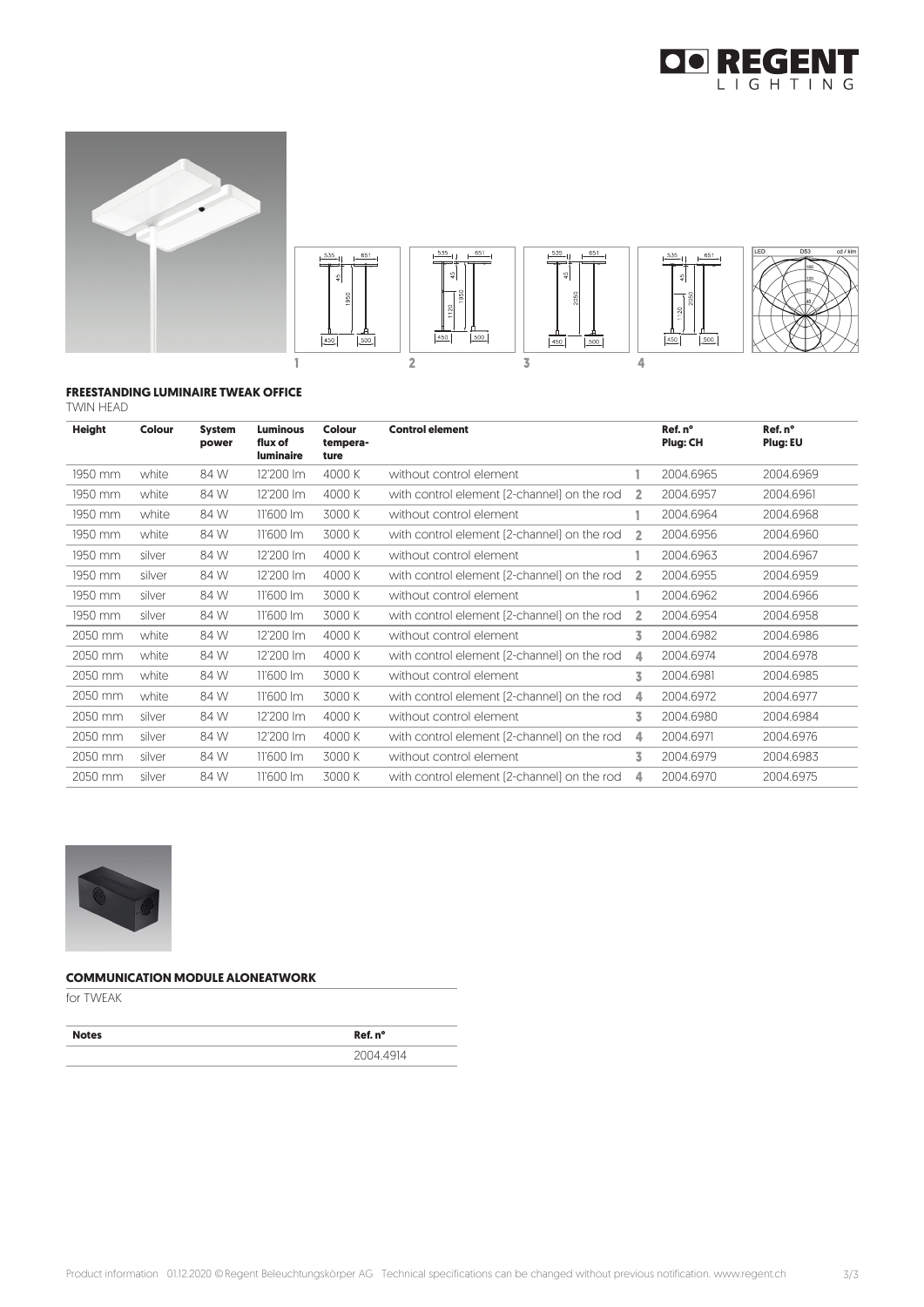1 2 3 4

### FREESTANDING LUMINAIRE TWEAK OFFICE

TWIN HEAD

| Height | Colour | System power | Luminous flux of luminaire | Colour temperature | Control element | | Ref. n° Plug: CH | Ref. n° Plug: EU |
|---|---|---|---|---|---|---|---|---|
| 1950 mm | white | 84 W | 12'200 lm | 4000 K | without control element | 1 | 2004.6965 | 2004.6969 |
| 1950 mm | white | 84 W | 12'200 lm | 4000 K | with control element (2-channel) on the rod | 2 | 2004.6957 | 2004.6961 |
| 1950 mm | white | 84 W | 11'600 lm | 3000 K | without control element | 1 | 2004.6964 | 2004.6968 |
| 1950 mm | white | 84 W | 11'600 lm | 3000 K | with control element (2-channel) on the rod | 2 | 2004.6956 | 2004.6960 |
| 1950 mm | silver | 84 W | 12'200 lm | 4000 K | without control element | 1 | 2004.6963 | 2004.6967 |
| 1950 mm | silver | 84 W | 12'200 lm | 4000 K | with control element (2-channel) on the rod | 2 | 2004.6955 | 2004.6959 |
| 1950 mm | silver | 84 W | 11'600 lm | 3000 K | without control element | 1 | 2004.6962 | 2004.6966 |
| 1950 mm | silver | 84 W | 11'600 lm | 3000 K | with control element (2-channel) on the rod | 2 | 2004.6954 | 2004.6958 |
| 2050 mm | white | 84 W | 12'200 lm | 4000 K | without control element | 3 | 2004.6982 | 2004.6986 |
| 2050 mm | white | 84 W | 12'200 lm | 4000 K | with control element (2-channel) on the rod | 4 | 2004.6974 | 2004.6978 |
| 2050 mm | white | 84 W | 11'600 lm | 3000 K | without control element | 3 | 2004.6981 | 2004.6985 |
| 2050 mm | white | 84 W | 11'600 lm | 3000 K | with control element (2-channel) on the rod | 4 | 2004.6972 | 2004.6977 |
| 2050 mm | silver | 84 W | 12'200 lm | 4000 K | without control element | 3 | 2004.6980 | 2004.6984 |
| 2050 mm | silver | 84 W | 12'200 lm | 4000 K | with control element (2-channel) on the rod | 4 | 2004.6971 | 2004.6976 |
| 2050 mm | silver | 84 W | 11'600 lm | 3000 K | without control element | 3 | 2004.6979 | 2004.6983 |
| 2050 mm | silver | 84 W | 11'600 lm | 3000 K | with control element (2-channel) on the rod | 4 | 2004.6970 | 2004.6975 |

### COMMUNICATION MODULE ALONEATWORK

for TWEAK

| Notes | Ref. n° |
|---|---|
| | 2004.4914 |

Product information 01.12.2020 © Regent Beleuchtungskörper AG Technical specifications can be changed without previous notification. www.regent.ch